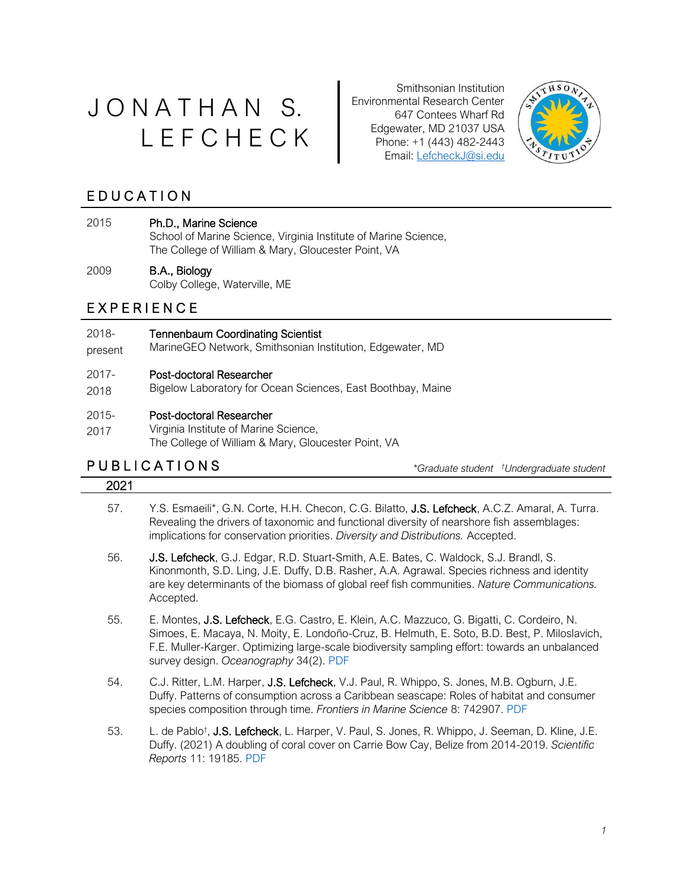# JONATHAN S. LEFCHECK

Smithsonian Institution
Environmental Research Center
647 Contees Wharf Rd
Edgewater, MD 21037 USA
Phone: +1 (443) 482-2443
Email: LefcheckJ@si.edu

## EDUCATION

2015 **Ph.D., Marine Science**
School of Marine Science, Virginia Institute of Marine Science,
The College of William & Mary, Gloucester Point, VA

2009 **B.A., Biology**
Colby College, Waterville, ME

## EXPERIENCE

2018-present **Tennenbaum Coordinating Scientist**
MarineGEO Network, Smithsonian Institution, Edgewater, MD

2017-2018 **Post-doctoral Researcher**
Bigelow Laboratory for Ocean Sciences, East Boothbay, Maine

2015-2017 **Post-doctoral Researcher**
Virginia Institute of Marine Science,
The College of William & Mary, Gloucester Point, VA

## PUBLICATIONS

*\*Graduate student †Undergraduate student*

### 2021

57. Y.S. Esmaeili\*, G.N. Corte, H.H. Checon, C.G. Bilatto, **J.S. Lefcheck**, A.C.Z. Amaral, A. Turra. Revealing the drivers of taxonomic and functional diversity of nearshore fish assemblages: implications for conservation priorities. *Diversity and Distributions.* Accepted.

56. **J.S. Lefcheck**, G.J. Edgar, R.D. Stuart-Smith, A.E. Bates, C. Waldock, S.J. Brandl, S. Kinonmonth, S.D. Ling, J.E. Duffy, D.B. Rasher, A.A. Agrawal. Species richness and identity are key determinants of the biomass of global reef fish communities. *Nature Communications.* Accepted.

55. E. Montes, **J.S. Lefcheck**, E.G. Castro, E. Klein, A.C. Mazzuco, G. Bigatti, C. Cordeiro, N. Simoes, E. Macaya, N. Moity, E. Londoño-Cruz, B. Helmuth, E. Soto, B.D. Best, P. Miloslavich, F.E. Muller-Karger. Optimizing large-scale biodiversity sampling effort: towards an unbalanced survey design. *Oceanography* 34(2). PDF

54. C.J. Ritter, L.M. Harper, **J.S. Lefcheck**, V.J. Paul, R. Whippo, S. Jones, M.B. Ogburn, J.E. Duffy. Patterns of consumption across a Caribbean seascape: Roles of habitat and consumer species composition through time. *Frontiers in Marine Science* 8: 742907. PDF

53. L. de Pablo†, **J.S. Lefcheck**, L. Harper, V. Paul, S. Jones, R. Whippo, J. Seeman, D. Kline, J.E. Duffy. (2021) A doubling of coral cover on Carrie Bow Cay, Belize from 2014-2019. *Scientific Reports* 11: 19185. PDF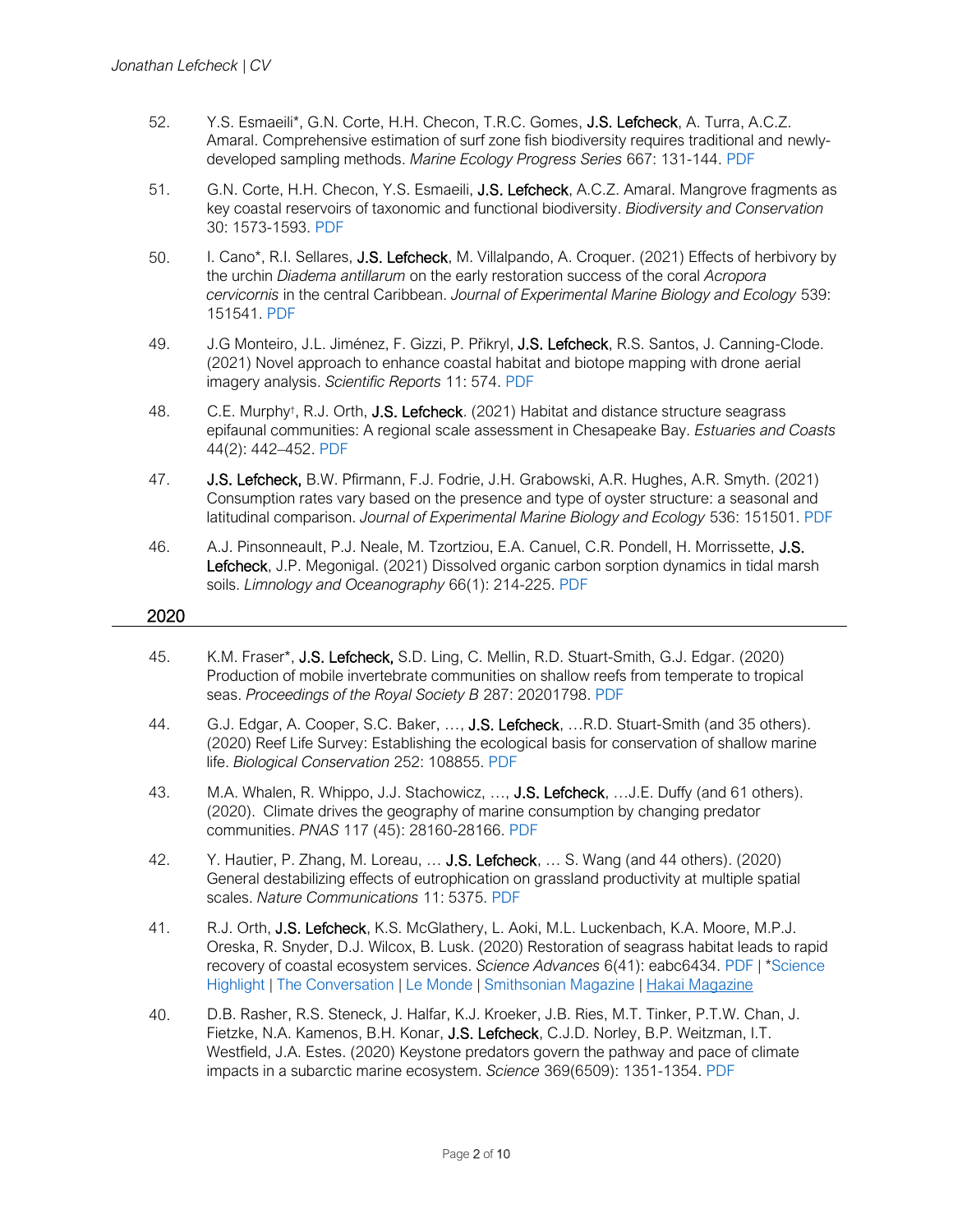52. Y.S. Esmaeili*, G.N. Corte, H.H. Checon, T.R.C. Gomes, **J.S. Lefcheck**, A. Turra, A.C.Z. Amaral. Comprehensive estimation of surf zone fish biodiversity requires traditional and newly-developed sampling methods. *Marine Ecology Progress Series* 667: 131-144. PDF

51. G.N. Corte, H.H. Checon, Y.S. Esmaeili, **J.S. Lefcheck**, A.C.Z. Amaral. Mangrove fragments as key coastal reservoirs of taxonomic and functional biodiversity. *Biodiversity and Conservation* 30: 1573-1593. PDF

50. I. Cano*, R.I. Sellares, **J.S. Lefcheck**, M. Villalpando, A. Croquer. (2021) Effects of herbivory by the urchin *Diadema antillarum* on the early restoration success of the coral *Acropora cervicornis* in the central Caribbean. *Journal of Experimental Marine Biology and Ecology* 539: 151541. PDF

49. J.G Monteiro, J.L. Jiménez, F. Gizzi, P. Přikryl, **J.S. Lefcheck**, R.S. Santos, J. Canning-Clode. (2021) Novel approach to enhance coastal habitat and biotope mapping with drone aerial imagery analysis. *Scientific Reports* 11: 574. PDF

48. C.E. Murphy†, R.J. Orth, **J.S. Lefcheck**. (2021) Habitat and distance structure seagrass epifaunal communities: A regional scale assessment in Chesapeake Bay. *Estuaries and Coasts* 44(2): 442–452. PDF

47. **J.S. Lefcheck,** B.W. Pfirmann, F.J. Fodrie, J.H. Grabowski, A.R. Hughes, A.R. Smyth. (2021) Consumption rates vary based on the presence and type of oyster structure: a seasonal and latitudinal comparison. *Journal of Experimental Marine Biology and Ecology* 536: 151501. PDF

46. A.J. Pinsonneault, P.J. Neale, M. Tzortziou, E.A. Canuel, C.R. Pondell, H. Morrissette, **J.S. Lefcheck**, J.P. Megonigal. (2021) Dissolved organic carbon sorption dynamics in tidal marsh soils. *Limnology and Oceanography* 66(1): 214-225. PDF

## 2020

45. K.M. Fraser*, **J.S. Lefcheck,** S.D. Ling, C. Mellin, R.D. Stuart-Smith, G.J. Edgar. (2020) Production of mobile invertebrate communities on shallow reefs from temperate to tropical seas. *Proceedings of the Royal Society B* 287: 20201798. PDF

44. G.J. Edgar, A. Cooper, S.C. Baker, …, **J.S. Lefcheck**, …R.D. Stuart-Smith (and 35 others). (2020) Reef Life Survey: Establishing the ecological basis for conservation of shallow marine life. *Biological Conservation* 252: 108855. PDF

43. M.A. Whalen, R. Whippo, J.J. Stachowicz, …, **J.S. Lefcheck**, …J.E. Duffy (and 61 others). (2020). Climate drives the geography of marine consumption by changing predator communities. *PNAS* 117 (45): 28160-28166. PDF

42. Y. Hautier, P. Zhang, M. Loreau, … **J.S. Lefcheck**, … S. Wang (and 44 others). (2020) General destabilizing effects of eutrophication on grassland productivity at multiple spatial scales. *Nature Communications* 11: 5375. PDF

41. R.J. Orth, **J.S. Lefcheck**, K.S. McGlathery, L. Aoki, M.L. Luckenbach, K.A. Moore, M.P.J. Oreska, R. Snyder, D.J. Wilcox, B. Lusk. (2020) Restoration of seagrass habitat leads to rapid recovery of coastal ecosystem services. *Science Advances* 6(41): eabc6434. PDF | *Science Highlight | The Conversation | Le Monde | Smithsonian Magazine | Hakai Magazine

40. D.B. Rasher, R.S. Steneck, J. Halfar, K.J. Kroeker, J.B. Ries, M.T. Tinker, P.T.W. Chan, J. Fietzke, N.A. Kamenos, B.H. Konar, **J.S. Lefcheck**, C.J.D. Norley, B.P. Weitzman, I.T. Westfield, J.A. Estes. (2020) Keystone predators govern the pathway and pace of climate impacts in a subarctic marine ecosystem. *Science* 369(6509): 1351-1354. PDF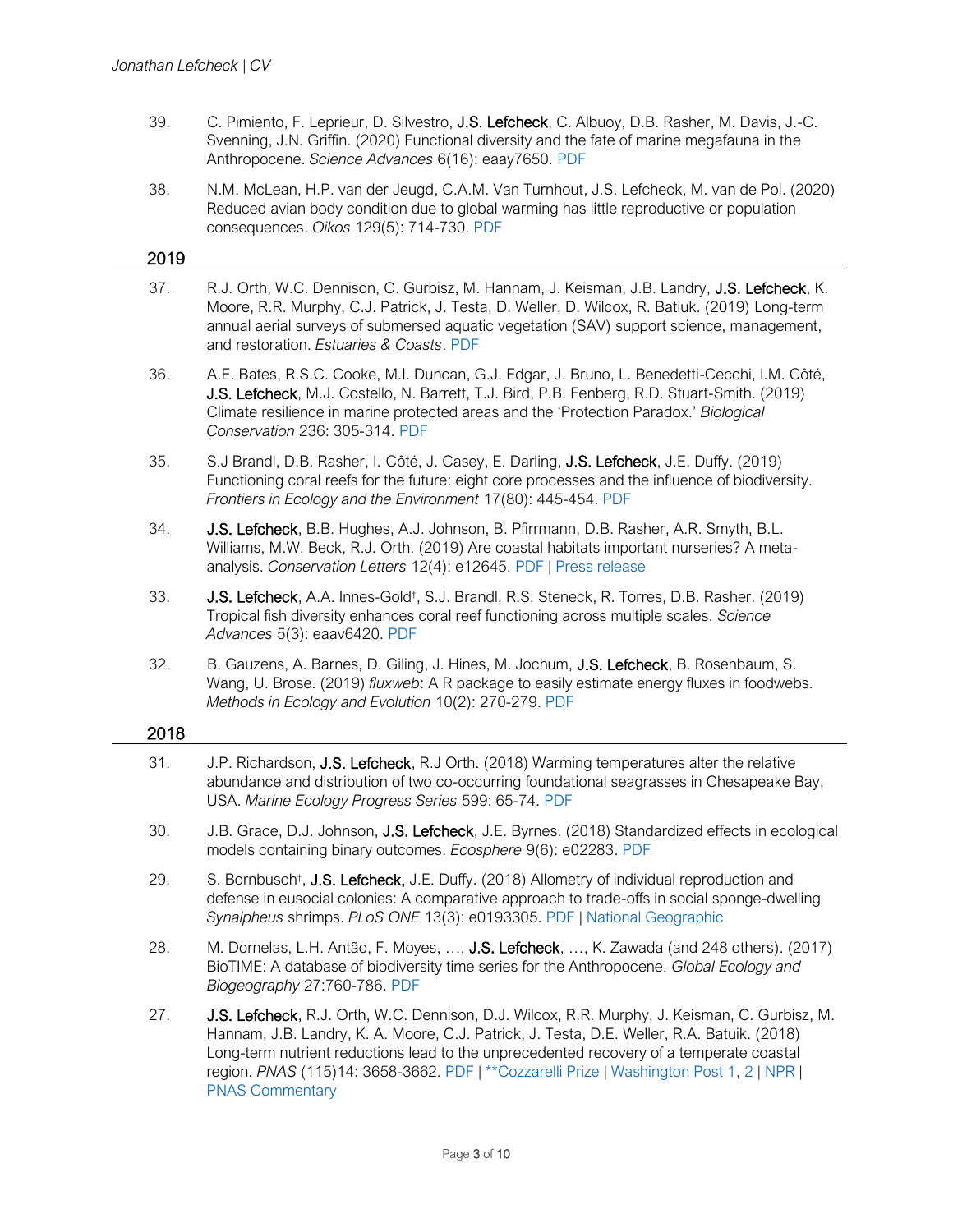39. C. Pimiento, F. Leprieur, D. Silvestro, **J.S. Lefcheck**, C. Albuoy, D.B. Rasher, M. Davis, J.-C. Svenning, J.N. Griffin. (2020) Functional diversity and the fate of marine megafauna in the Anthropocene. *Science Advances* 6(16): eaay7650. PDF

38. N.M. McLean, H.P. van der Jeugd, C.A.M. Van Turnhout, J.S. Lefcheck, M. van de Pol. (2020) Reduced avian body condition due to global warming has little reproductive or population consequences. *Oikos* 129(5): 714-730. PDF

## 2019

37. R.J. Orth, W.C. Dennison, C. Gurbisz, M. Hannam, J. Keisman, J.B. Landry, **J.S. Lefcheck**, K. Moore, R.R. Murphy, C.J. Patrick, J. Testa, D. Weller, D. Wilcox, R. Batiuk. (2019) Long-term annual aerial surveys of submersed aquatic vegetation (SAV) support science, management, and restoration. *Estuaries & Coasts*. PDF

36. A.E. Bates, R.S.C. Cooke, M.I. Duncan, G.J. Edgar, J. Bruno, L. Benedetti-Cecchi, I.M. Côté, **J.S. Lefcheck**, M.J. Costello, N. Barrett, T.J. Bird, P.B. Fenberg, R.D. Stuart-Smith. (2019) Climate resilience in marine protected areas and the 'Protection Paradox.' *Biological Conservation* 236: 305-314. PDF

35. S.J Brandl, D.B. Rasher, I. Côté, J. Casey, E. Darling, **J.S. Lefcheck**, J.E. Duffy. (2019) Functioning coral reefs for the future: eight core processes and the influence of biodiversity. *Frontiers in Ecology and the Environment* 17(80): 445-454. PDF

34. **J.S. Lefcheck**, B.B. Hughes, A.J. Johnson, B. Pfirrmann, D.B. Rasher, A.R. Smyth, B.L. Williams, M.W. Beck, R.J. Orth. (2019) Are coastal habitats important nurseries? A meta-analysis. *Conservation Letters* 12(4): e12645. PDF | Press release

33. **J.S. Lefcheck**, A.A. Innes-Gold[†], S.J. Brandl, R.S. Steneck, R. Torres, D.B. Rasher. (2019) Tropical fish diversity enhances coral reef functioning across multiple scales. *Science Advances* 5(3): eaav6420. PDF

32. B. Gauzens, A. Barnes, D. Giling, J. Hines, M. Jochum, **J.S. Lefcheck**, B. Rosenbaum, S. Wang, U. Brose. (2019) *fluxweb*: A R package to easily estimate energy fluxes in foodwebs. *Methods in Ecology and Evolution* 10(2): 270-279. PDF

## 2018

31. J.P. Richardson, **J.S. Lefcheck**, R.J Orth. (2018) Warming temperatures alter the relative abundance and distribution of two co-occurring foundational seagrasses in Chesapeake Bay, USA. *Marine Ecology Progress Series* 599: 65-74. PDF

30. J.B. Grace, D.J. Johnson, **J.S. Lefcheck**, J.E. Byrnes. (2018) Standardized effects in ecological models containing binary outcomes. *Ecosphere* 9(6): e02283. PDF

29. S. Bornbusch[†], **J.S. Lefcheck,** J.E. Duffy. (2018) Allometry of individual reproduction and defense in eusocial colonies: A comparative approach to trade-offs in social sponge-dwelling *Synalpheus* shrimps. *PLoS ONE* 13(3): e0193305. PDF | National Geographic

28. M. Dornelas, L.H. Antão, F. Moyes, …, **J.S. Lefcheck**, …, K. Zawada (and 248 others). (2017) BioTIME: A database of biodiversity time series for the Anthropocene. *Global Ecology and Biogeography* 27:760-786. PDF

27. **J.S. Lefcheck**, R.J. Orth, W.C. Dennison, D.J. Wilcox, R.R. Murphy, J. Keisman, C. Gurbisz, M. Hannam, J.B. Landry, K. A. Moore, C.J. Patrick, J. Testa, D.E. Weller, R.A. Batuik. (2018) Long-term nutrient reductions lead to the unprecedented recovery of a temperate coastal region. *PNAS* (115)14: 3658-3662. PDF | **Cozzarelli Prize | Washington Post 1, 2 | NPR | PNAS Commentary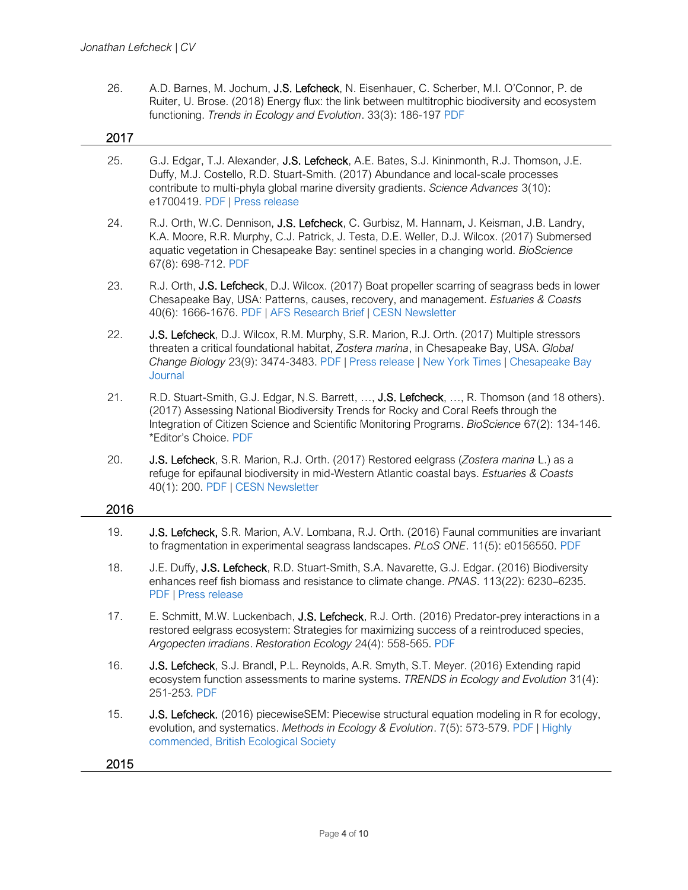26. A.D. Barnes, M. Jochum, **J.S. Lefcheck**, N. Eisenhauer, C. Scherber, M.I. O'Connor, P. de Ruiter, U. Brose. (2018) Energy flux: the link between multitrophic biodiversity and ecosystem functioning. *Trends in Ecology and Evolution*. 33(3): 186-197 PDF

## 2017

25. G.J. Edgar, T.J. Alexander, **J.S. Lefcheck**, A.E. Bates, S.J. Kininmonth, R.J. Thomson, J.E. Duffy, M.J. Costello, R.D. Stuart-Smith. (2017) Abundance and local-scale processes contribute to multi-phyla global marine diversity gradients. *Science Advances* 3(10): e1700419. PDF | Press release

24. R.J. Orth, W.C. Dennison, **J.S. Lefcheck**, C. Gurbisz, M. Hannam, J. Keisman, J.B. Landry, K.A. Moore, R.R. Murphy, C.J. Patrick, J. Testa, D.E. Weller, D.J. Wilcox. (2017) Submersed aquatic vegetation in Chesapeake Bay: sentinel species in a changing world. *BioScience* 67(8): 698-712. PDF

23. R.J. Orth, **J.S. Lefcheck**, D.J. Wilcox. (2017) Boat propeller scarring of seagrass beds in lower Chesapeake Bay, USA: Patterns, causes, recovery, and management. *Estuaries & Coasts* 40(6): 1666-1676. PDF | AFS Research Brief | CESN Newsletter

22. **J.S. Lefcheck**, D.J. Wilcox, R.M. Murphy, S.R. Marion, R.J. Orth. (2017) Multiple stressors threaten a critical foundational habitat, *Zostera marina*, in Chesapeake Bay, USA. *Global Change Biology* 23(9): 3474-3483. PDF | Press release | New York Times | Chesapeake Bay Journal

21. R.D. Stuart-Smith, G.J. Edgar, N.S. Barrett, …, **J.S. Lefcheck**, …, R. Thomson (and 18 others). (2017) Assessing National Biodiversity Trends for Rocky and Coral Reefs through the Integration of Citizen Science and Scientific Monitoring Programs. *BioScience* 67(2): 134-146. *Editor's Choice. PDF

20. **J.S. Lefcheck**, S.R. Marion, R.J. Orth. (2017) Restored eelgrass (*Zostera marina* L.) as a refuge for epifaunal biodiversity in mid-Western Atlantic coastal bays. *Estuaries & Coasts* 40(1): 200. PDF | CESN Newsletter

## 2016

19. **J.S. Lefcheck,** S.R. Marion, A.V. Lombana, R.J. Orth. (2016) Faunal communities are invariant to fragmentation in experimental seagrass landscapes. *PLoS ONE*. 11(5): e0156550. PDF

18. J.E. Duffy, **J.S. Lefcheck**, R.D. Stuart-Smith, S.A. Navarette, G.J. Edgar. (2016) Biodiversity enhances reef fish biomass and resistance to climate change. *PNAS*. 113(22): 6230–6235. PDF | Press release

17. E. Schmitt, M.W. Luckenbach, **J.S. Lefcheck**, R.J. Orth. (2016) Predator-prey interactions in a restored eelgrass ecosystem: Strategies for maximizing success of a reintroduced species, *Argopecten irradians*. *Restoration Ecology* 24(4): 558-565. PDF

16. **J.S. Lefcheck**, S.J. Brandl, P.L. Reynolds, A.R. Smyth, S.T. Meyer. (2016) Extending rapid ecosystem function assessments to marine systems. *TRENDS in Ecology and Evolution* 31(4): 251-253. PDF

15. **J.S. Lefcheck.** (2016) piecewiseSEM: Piecewise structural equation modeling in R for ecology, evolution, and systematics. *Methods in Ecology & Evolution*. 7(5): 573-579. PDF | Highly commended, British Ecological Society

## 2015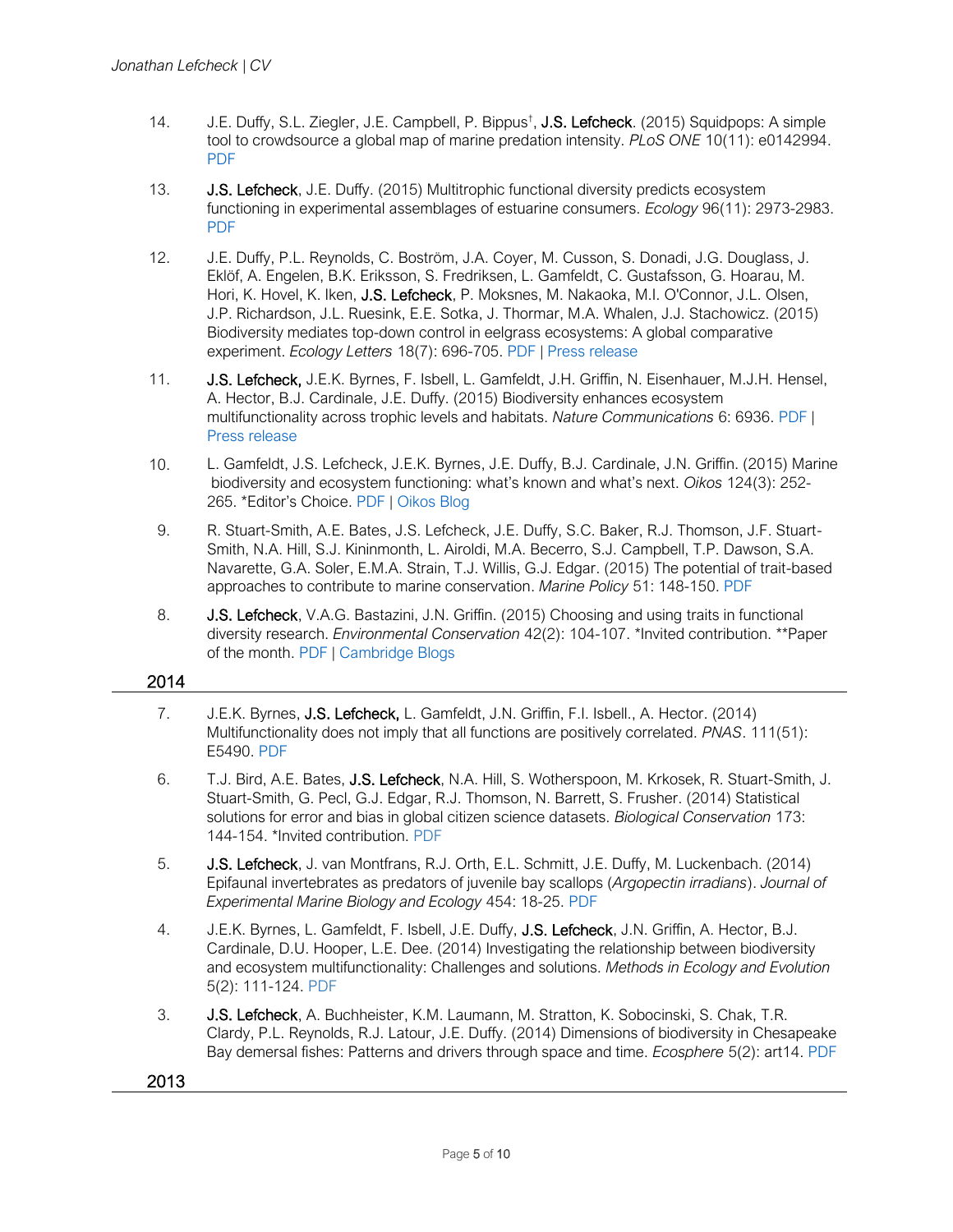14. J.E. Duffy, S.L. Ziegler, J.E. Campbell, P. Bippus[†], **J.S. Lefcheck**. (2015) Squidpops: A simple tool to crowdsource a global map of marine predation intensity. *PLoS ONE* 10(11): e0142994. PDF

13. **J.S. Lefcheck**, J.E. Duffy. (2015) Multitrophic functional diversity predicts ecosystem functioning in experimental assemblages of estuarine consumers. *Ecology* 96(11): 2973-2983. PDF

12. J.E. Duffy, P.L. Reynolds, C. Boström, J.A. Coyer, M. Cusson, S. Donadi, J.G. Douglass, J. Eklöf, A. Engelen, B.K. Eriksson, S. Fredriksen, L. Gamfeldt, C. Gustafsson, G. Hoarau, M. Hori, K. Hovel, K. Iken, **J.S. Lefcheck**, P. Moksnes, M. Nakaoka, M.I. O'Connor, J.L. Olsen, J.P. Richardson, J.L. Ruesink, E.E. Sotka, J. Thormar, M.A. Whalen, J.J. Stachowicz. (2015) Biodiversity mediates top-down control in eelgrass ecosystems: A global comparative experiment. *Ecology Letters* 18(7): 696-705. PDF | Press release

11. **J.S. Lefcheck,** J.E.K. Byrnes, F. Isbell, L. Gamfeldt, J.H. Griffin, N. Eisenhauer, M.J.H. Hensel, A. Hector, B.J. Cardinale, J.E. Duffy. (2015) Biodiversity enhances ecosystem multifunctionality across trophic levels and habitats. *Nature Communications* 6: 6936. PDF | Press release

10. L. Gamfeldt, J.S. Lefcheck, J.E.K. Byrnes, J.E. Duffy, B.J. Cardinale, J.N. Griffin. (2015) Marine biodiversity and ecosystem functioning: what's known and what's next. *Oikos* 124(3): 252-265. *Editor's Choice. PDF | Oikos Blog

9. R. Stuart-Smith, A.E. Bates, J.S. Lefcheck, J.E. Duffy, S.C. Baker, R.J. Thomson, J.F. Stuart-Smith, N.A. Hill, S.J. Kininmonth, L. Airoldi, M.A. Becerro, S.J. Campbell, T.P. Dawson, S.A. Navarette, G.A. Soler, E.M.A. Strain, T.J. Willis, G.J. Edgar. (2015) The potential of trait-based approaches to contribute to marine conservation. *Marine Policy* 51: 148-150. PDF

8. **J.S. Lefcheck**, V.A.G. Bastazini, J.N. Griffin. (2015) Choosing and using traits in functional diversity research. *Environmental Conservation* 42(2): 104-107. *Invited contribution. **Paper of the month. PDF | Cambridge Blogs

## 2014

7. J.E.K. Byrnes, **J.S. Lefcheck,** L. Gamfeldt, J.N. Griffin, F.I. Isbell., A. Hector. (2014) Multifunctionality does not imply that all functions are positively correlated. *PNAS*. 111(51): E5490. PDF

6. T.J. Bird, A.E. Bates, **J.S. Lefcheck**, N.A. Hill, S. Wotherspoon, M. Krkosek, R. Stuart-Smith, J. Stuart-Smith, G. Pecl, G.J. Edgar, R.J. Thomson, N. Barrett, S. Frusher. (2014) Statistical solutions for error and bias in global citizen science datasets. *Biological Conservation* 173: 144-154. *Invited contribution. PDF

5. **J.S. Lefcheck**, J. van Montfrans, R.J. Orth, E.L. Schmitt, J.E. Duffy, M. Luckenbach. (2014) Epifaunal invertebrates as predators of juvenile bay scallops (*Argopecten irradians*). *Journal of Experimental Marine Biology and Ecology* 454: 18-25. PDF

4. J.E.K. Byrnes, L. Gamfeldt, F. Isbell, J.E. Duffy, **J.S. Lefcheck**, J.N. Griffin, A. Hector, B.J. Cardinale, D.U. Hooper, L.E. Dee. (2014) Investigating the relationship between biodiversity and ecosystem multifunctionality: Challenges and solutions. *Methods in Ecology and Evolution* 5(2): 111-124. PDF

3. **J.S. Lefcheck**, A. Buchheister, K.M. Laumann, M. Stratton, K. Sobocinski, S. Chak, T.R. Clardy, P.L. Reynolds, R.J. Latour, J.E. Duffy. (2014) Dimensions of biodiversity in Chesapeake Bay demersal fishes: Patterns and drivers through space and time. *Ecosphere* 5(2): art14. PDF

## 2013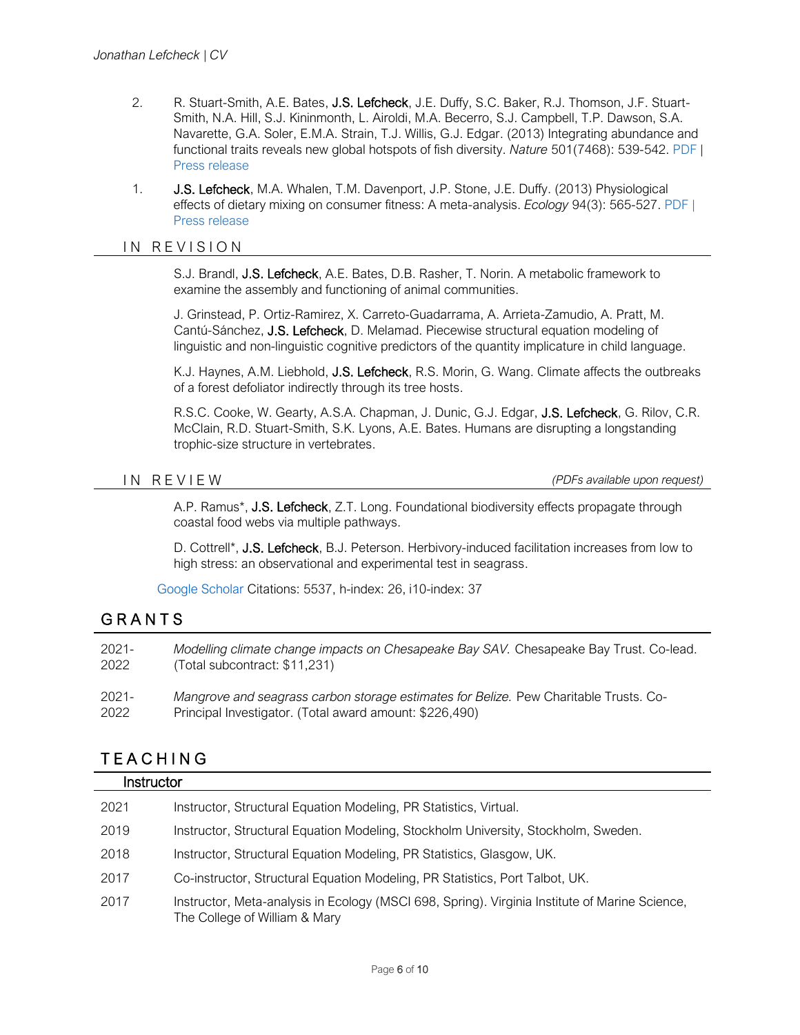2. R. Stuart-Smith, A.E. Bates, **J.S. Lefcheck**, J.E. Duffy, S.C. Baker, R.J. Thomson, J.F. Stuart-Smith, N.A. Hill, S.J. Kininmonth, L. Airoldi, M.A. Becerro, S.J. Campbell, T.P. Dawson, S.A. Navarette, G.A. Soler, E.M.A. Strain, T.J. Willis, G.J. Edgar. (2013) Integrating abundance and functional traits reveals new global hotspots of fish diversity. *Nature* 501(7468): 539-542. PDF | Press release

1. **J.S. Lefcheck**, M.A. Whalen, T.M. Davenport, J.P. Stone, J.E. Duffy. (2013) Physiological effects of dietary mixing on consumer fitness: A meta-analysis. *Ecology* 94(3): 565-527. PDF | Press release

### IN REVISION

S.J. Brandl, **J.S. Lefcheck**, A.E. Bates, D.B. Rasher, T. Norin. A metabolic framework to examine the assembly and functioning of animal communities.

J. Grinstead, P. Ortiz-Ramirez, X. Carreto-Guadarrama, A. Arrieta-Zamudio, A. Pratt, M. Cantú-Sánchez, **J.S. Lefcheck**, D. Melamad. Piecewise structural equation modeling of linguistic and non-linguistic cognitive predictors of the quantity implicature in child language.

K.J. Haynes, A.M. Liebhold, **J.S. Lefcheck**, R.S. Morin, G. Wang. Climate affects the outbreaks of a forest defoliator indirectly through its tree hosts.

R.S.C. Cooke, W. Gearty, A.S.A. Chapman, J. Dunic, G.J. Edgar, **J.S. Lefcheck**, G. Rilov, C.R. McClain, R.D. Stuart-Smith, S.K. Lyons, A.E. Bates. Humans are disrupting a longstanding trophic-size structure in vertebrates.

### IN REVIEW

*(PDFs available upon request)*

A.P. Ramus*, **J.S. Lefcheck**, Z.T. Long. Foundational biodiversity effects propagate through coastal food webs via multiple pathways.

D. Cottrell*, **J.S. Lefcheck**, B.J. Peterson. Herbivory-induced facilitation increases from low to high stress: an observational and experimental test in seagrass.

Google Scholar Citations: 5537, h-index: 26, i10-index: 37

## GRANTS

| | |
|---|---|
| 2021-2022 | *Modelling climate change impacts on Chesapeake Bay SAV.* Chesapeake Bay Trust. Co-lead. (Total subcontract: $11,231) |
| 2021-2022 | *Mangrove and seagrass carbon storage estimates for Belize.* Pew Charitable Trusts. Co-Principal Investigator. (Total award amount: $226,490) |

## TEACHING

### Instructor

| | |
|---|---|
| 2021 | Instructor, Structural Equation Modeling, PR Statistics, Virtual. |
| 2019 | Instructor, Structural Equation Modeling, Stockholm University, Stockholm, Sweden. |
| 2018 | Instructor, Structural Equation Modeling, PR Statistics, Glasgow, UK. |
| 2017 | Co-instructor, Structural Equation Modeling, PR Statistics, Port Talbot, UK. |
| 2017 | Instructor, Meta-analysis in Ecology (MSCI 698, Spring). Virginia Institute of Marine Science, The College of William & Mary |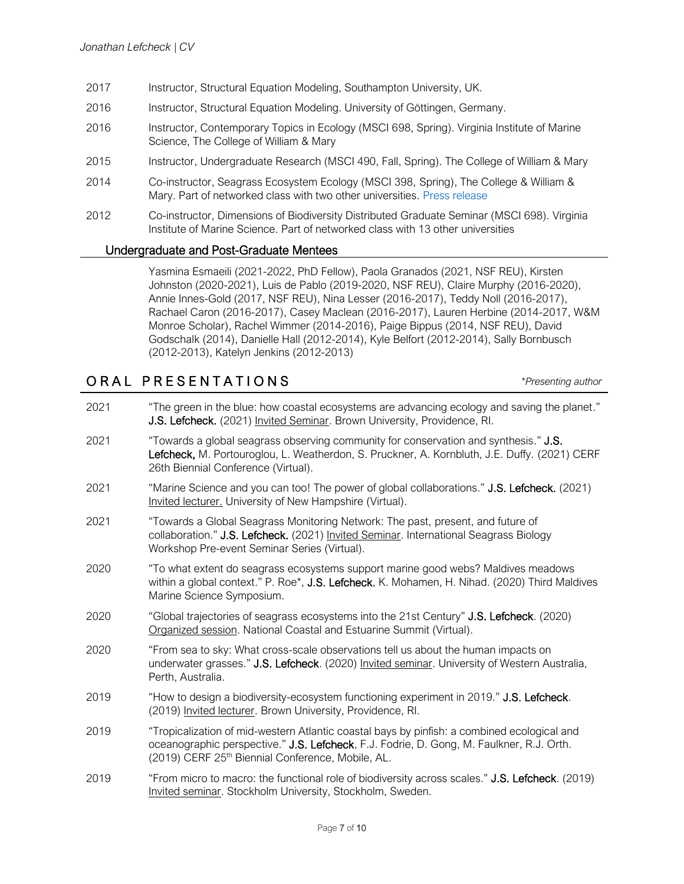2017 Instructor, Structural Equation Modeling, Southampton University, UK.

2016 Instructor, Structural Equation Modeling. University of Göttingen, Germany.

2016 Instructor, Contemporary Topics in Ecology (MSCI 698, Spring). Virginia Institute of Marine Science, The College of William & Mary

2015 Instructor, Undergraduate Research (MSCI 490, Fall, Spring). The College of William & Mary

2014 Co-instructor, Seagrass Ecosystem Ecology (MSCI 398, Spring), The College & William & Mary. Part of networked class with two other universities. Press release

2012 Co-instructor, Dimensions of Biodiversity Distributed Graduate Seminar (MSCI 698). Virginia Institute of Marine Science. Part of networked class with 13 other universities

### Undergraduate and Post-Graduate Mentees

Yasmina Esmaeili (2021-2022, PhD Fellow), Paola Granados (2021, NSF REU), Kirsten Johnston (2020-2021), Luis de Pablo (2019-2020, NSF REU), Claire Murphy (2016-2020), Annie Innes-Gold (2017, NSF REU), Nina Lesser (2016-2017), Teddy Noll (2016-2017), Rachael Caron (2016-2017), Casey Maclean (2016-2017), Lauren Herbine (2014-2017, W&M Monroe Scholar), Rachel Wimmer (2014-2016), Paige Bippus (2014, NSF REU), David Godschalk (2014), Danielle Hall (2012-2014), Kyle Belfort (2012-2014), Sally Bornbusch (2012-2013), Katelyn Jenkins (2012-2013)

## ORAL PRESENTATIONS

*\*Presenting author*

2021 "The green in the blue: how coastal ecosystems are advancing ecology and saving the planet." **J.S. Lefcheck.** (2021) Invited Seminar. Brown University, Providence, RI.

2021 "Towards a global seagrass observing community for conservation and synthesis." **J.S. Lefcheck,** M. Portouroglou, L. Weatherdon, S. Pruckner, A. Kornbluth, J.E. Duffy. (2021) CERF 26th Biennial Conference (Virtual).

2021 "Marine Science and you can too! The power of global collaborations." **J.S. Lefcheck.** (2021) Invited lecturer. University of New Hampshire (Virtual).

2021 "Towards a Global Seagrass Monitoring Network: The past, present, and future of collaboration." **J.S. Lefcheck.** (2021) Invited Seminar. International Seagrass Biology Workshop Pre-event Seminar Series (Virtual).

2020 "To what extent do seagrass ecosystems support marine good webs? Maldives meadows within a global context." P. Roe*, **J.S. Lefcheck**, K. Mohamen, H. Nihad. (2020) Third Maldives Marine Science Symposium.

2020 "Global trajectories of seagrass ecosystems into the 21st Century" **J.S. Lefcheck**. (2020) Organized session. National Coastal and Estuarine Summit (Virtual).

2020 "From sea to sky: What cross-scale observations tell us about the human impacts on underwater grasses." **J.S. Lefcheck**. (2020) Invited seminar. University of Western Australia, Perth, Australia.

2019 "How to design a biodiversity-ecosystem functioning experiment in 2019." **J.S. Lefcheck**. (2019) Invited lecturer. Brown University, Providence, RI.

2019 "Tropicalization of mid-western Atlantic coastal bays by pinfish: a combined ecological and oceanographic perspective." **J.S. Lefcheck**, F.J. Fodrie, D. Gong, M. Faulkner, R.J. Orth. (2019) CERF 25th Biennial Conference, Mobile, AL.

2019 "From micro to macro: the functional role of biodiversity across scales." **J.S. Lefcheck**. (2019) Invited seminar. Stockholm University, Stockholm, Sweden.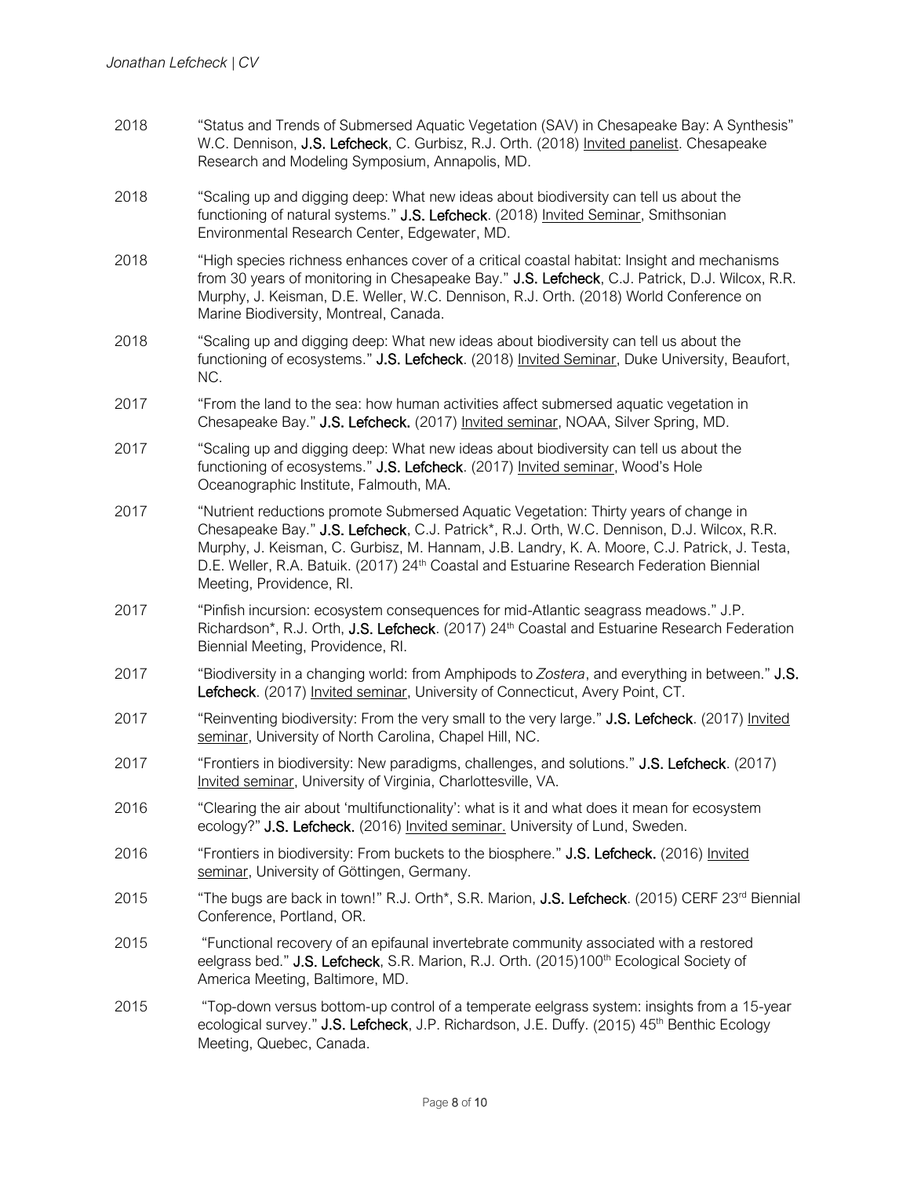2018 "Status and Trends of Submersed Aquatic Vegetation (SAV) in Chesapeake Bay: A Synthesis" W.C. Dennison, **J.S. Lefcheck**, C. Gurbisz, R.J. Orth. (2018) Invited panelist. Chesapeake Research and Modeling Symposium, Annapolis, MD.

2018 "Scaling up and digging deep: What new ideas about biodiversity can tell us about the functioning of natural systems." **J.S. Lefcheck**. (2018) Invited Seminar, Smithsonian Environmental Research Center, Edgewater, MD.

2018 "High species richness enhances cover of a critical coastal habitat: Insight and mechanisms from 30 years of monitoring in Chesapeake Bay." **J.S. Lefcheck**, C.J. Patrick, D.J. Wilcox, R.R. Murphy, J. Keisman, D.E. Weller, W.C. Dennison, R.J. Orth. (2018) World Conference on Marine Biodiversity, Montreal, Canada.

2018 "Scaling up and digging deep: What new ideas about biodiversity can tell us about the functioning of ecosystems." **J.S. Lefcheck**. (2018) Invited Seminar, Duke University, Beaufort, NC.

2017 "From the land to the sea: how human activities affect submersed aquatic vegetation in Chesapeake Bay." **J.S. Lefcheck.** (2017) Invited seminar, NOAA, Silver Spring, MD.

2017 "Scaling up and digging deep: What new ideas about biodiversity can tell us about the functioning of ecosystems." **J.S. Lefcheck**. (2017) Invited seminar, Wood's Hole Oceanographic Institute, Falmouth, MA.

2017 "Nutrient reductions promote Submersed Aquatic Vegetation: Thirty years of change in Chesapeake Bay." **J.S. Lefcheck**, C.J. Patrick*, R.J. Orth, W.C. Dennison, D.J. Wilcox, R.R. Murphy, J. Keisman, C. Gurbisz, M. Hannam, J.B. Landry, K. A. Moore, C.J. Patrick, J. Testa, D.E. Weller, R.A. Batuik. (2017) 24th Coastal and Estuarine Research Federation Biennial Meeting, Providence, RI.

2017 "Pinfish incursion: ecosystem consequences for mid-Atlantic seagrass meadows." J.P. Richardson*, R.J. Orth, **J.S. Lefcheck**. (2017) 24th Coastal and Estuarine Research Federation Biennial Meeting, Providence, RI.

2017 "Biodiversity in a changing world: from Amphipods to *Zostera*, and everything in between." **J.S. Lefcheck**. (2017) Invited seminar, University of Connecticut, Avery Point, CT.

2017 "Reinventing biodiversity: From the very small to the very large." **J.S. Lefcheck**. (2017) Invited seminar, University of North Carolina, Chapel Hill, NC.

2017 "Frontiers in biodiversity: New paradigms, challenges, and solutions." **J.S. Lefcheck**. (2017) Invited seminar, University of Virginia, Charlottesville, VA.

2016 "Clearing the air about 'multifunctionality': what is it and what does it mean for ecosystem ecology?" **J.S. Lefcheck.** (2016) Invited seminar. University of Lund, Sweden.

2016 "Frontiers in biodiversity: From buckets to the biosphere." **J.S. Lefcheck.** (2016) Invited seminar, University of Göttingen, Germany.

2015 "The bugs are back in town!" R.J. Orth*, S.R. Marion, **J.S. Lefcheck**. (2015) CERF 23rd Biennial Conference, Portland, OR.

2015 "Functional recovery of an epifaunal invertebrate community associated with a restored eelgrass bed." **J.S. Lefcheck**, S.R. Marion, R.J. Orth. (2015) 100th Ecological Society of America Meeting, Baltimore, MD.

2015 "Top-down versus bottom-up control of a temperate eelgrass system: insights from a 15-year ecological survey." **J.S. Lefcheck**, J.P. Richardson, J.E. Duffy. (2015) 45th Benthic Ecology Meeting, Quebec, Canada.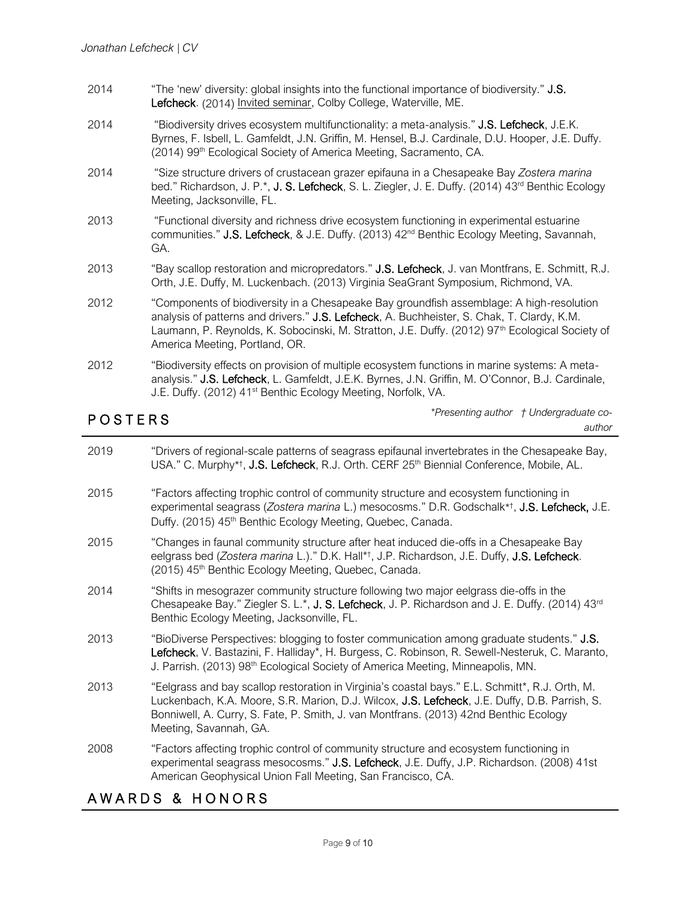2014 "The 'new' diversity: global insights into the functional importance of biodiversity." **J.S. Lefcheck**. (2014) Invited seminar, Colby College, Waterville, ME.

2014 "Biodiversity drives ecosystem multifunctionality: a meta-analysis." **J.S. Lefcheck**, J.E.K. Byrnes, F. Isbell, L. Gamfeldt, J.N. Griffin, M. Hensel, B.J. Cardinale, D.U. Hooper, J.E. Duffy. (2014) 99th Ecological Society of America Meeting, Sacramento, CA.

2014 "Size structure drivers of crustacean grazer epifauna in a Chesapeake Bay *Zostera marina* bed." Richardson, J. P.*, **J. S. Lefcheck**, S. L. Ziegler, J. E. Duffy. (2014) 43rd Benthic Ecology Meeting, Jacksonville, FL.

2013 "Functional diversity and richness drive ecosystem functioning in experimental estuarine communities." **J.S. Lefcheck**, & J.E. Duffy. (2013) 42nd Benthic Ecology Meeting, Savannah, GA.

2013 "Bay scallop restoration and micropredators." **J.S. Lefcheck**, J. van Montfrans, E. Schmitt, R.J. Orth, J.E. Duffy, M. Luckenbach. (2013) Virginia SeaGrant Symposium, Richmond, VA.

2012 "Components of biodiversity in a Chesapeake Bay groundfish assemblage: A high-resolution analysis of patterns and drivers." **J.S. Lefcheck**, A. Buchheister, S. Chak, T. Clardy, K.M. Laumann, P. Reynolds, K. Sobocinski, M. Stratton, J.E. Duffy. (2012) 97th Ecological Society of America Meeting, Portland, OR.

2012 "Biodiversity effects on provision of multiple ecosystem functions in marine systems: A meta-analysis." **J.S. Lefcheck**, L. Gamfeldt, J.E.K. Byrnes, J.N. Griffin, M. O'Connor, B.J. Cardinale, J.E. Duffy. (2012) 41st Benthic Ecology Meeting, Norfolk, VA.

## POSTERS

*\*Presenting author † Undergraduate co-author*

2019 "Drivers of regional-scale patterns of seagrass epifaunal invertebrates in the Chesapeake Bay, USA." C. Murphy*†, **J.S. Lefcheck**, R.J. Orth. CERF 25th Biennial Conference, Mobile, AL.

2015 "Factors affecting trophic control of community structure and ecosystem functioning in experimental seagrass (*Zostera marina* L.) mesocosms." D.R. Godschalk*†, **J.S. Lefcheck,** J.E. Duffy. (2015) 45th Benthic Ecology Meeting, Quebec, Canada.

2015 "Changes in faunal community structure after heat induced die-offs in a Chesapeake Bay eelgrass bed (*Zostera marina* L.)." D.K. Hall*†, J.P. Richardson, J.E. Duffy, **J.S. Lefcheck**. (2015) 45th Benthic Ecology Meeting, Quebec, Canada.

2014 "Shifts in mesograzer community structure following two major eelgrass die-offs in the Chesapeake Bay." Ziegler S. L.*, **J. S. Lefcheck**, J. P. Richardson and J. E. Duffy. (2014) 43rd Benthic Ecology Meeting, Jacksonville, FL.

2013 "BioDiverse Perspectives: blogging to foster communication among graduate students." **J.S. Lefcheck**, V. Bastazini, F. Halliday*, H. Burgess, C. Robinson, R. Sewell-Nesteruk, C. Maranto, J. Parrish. (2013) 98th Ecological Society of America Meeting, Minneapolis, MN.

2013 "Eelgrass and bay scallop restoration in Virginia's coastal bays." E.L. Schmitt*, R.J. Orth, M. Luckenbach, K.A. Moore, S.R. Marion, D.J. Wilcox, **J.S. Lefcheck**, J.E. Duffy, D.B. Parrish, S. Bonniwell, A. Curry, S. Fate, P. Smith, J. van Montfrans. (2013) 42nd Benthic Ecology Meeting, Savannah, GA.

2008 "Factors affecting trophic control of community structure and ecosystem functioning in experimental seagrass mesocosms." **J.S. Lefcheck**, J.E. Duffy, J.P. Richardson. (2008) 41st American Geophysical Union Fall Meeting, San Francisco, CA.

## AWARDS & HONORS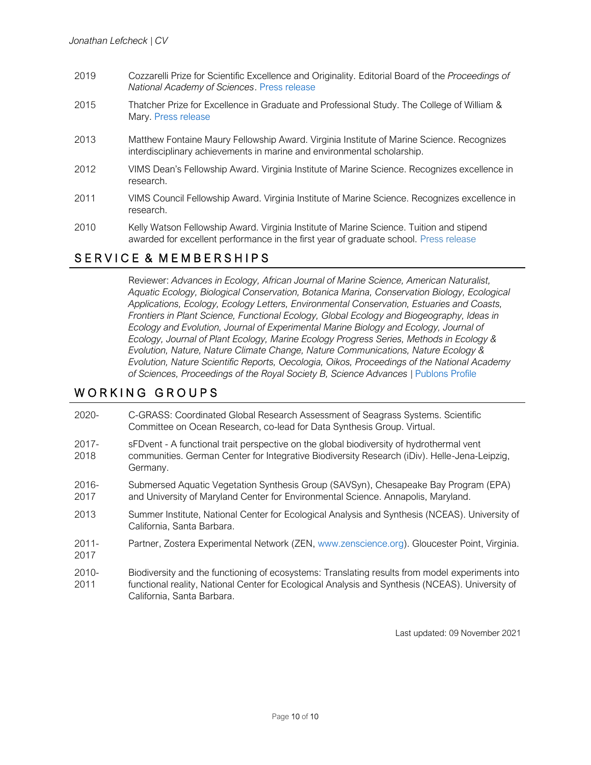2019 Cozzarelli Prize for Scientific Excellence and Originality. Editorial Board of the *Proceedings of National Academy of Sciences*. Press release

2015 Thatcher Prize for Excellence in Graduate and Professional Study. The College of William & Mary. Press release

2013 Matthew Fontaine Maury Fellowship Award. Virginia Institute of Marine Science. Recognizes interdisciplinary achievements in marine and environmental scholarship.

2012 VIMS Dean's Fellowship Award. Virginia Institute of Marine Science. Recognizes excellence in research.

2011 VIMS Council Fellowship Award. Virginia Institute of Marine Science. Recognizes excellence in research.

2010 Kelly Watson Fellowship Award. Virginia Institute of Marine Science. Tuition and stipend awarded for excellent performance in the first year of graduate school. Press release

## SERVICE & MEMBERSHIPS

Reviewer: *Advances in Ecology, African Journal of Marine Science, American Naturalist, Aquatic Ecology, Biological Conservation, Botanica Marina, Conservation Biology, Ecological Applications, Ecology, Ecology Letters, Environmental Conservation, Estuaries and Coasts, Frontiers in Plant Science, Functional Ecology, Global Ecology and Biogeography, Ideas in Ecology and Evolution, Journal of Experimental Marine Biology and Ecology, Journal of Ecology, Journal of Plant Ecology, Marine Ecology Progress Series, Methods in Ecology & Evolution, Nature, Nature Climate Change, Nature Communications, Nature Ecology & Evolution, Nature Scientific Reports, Oecologia, Oikos, Proceedings of the National Academy of Sciences, Proceedings of the Royal Society B, Science Advances* | Publons Profile

## WORKING GROUPS

2020- C-GRASS: Coordinated Global Research Assessment of Seagrass Systems. Scientific Committee on Ocean Research, co-lead for Data Synthesis Group. Virtual.

2017-2018 sFDvent - A functional trait perspective on the global biodiversity of hydrothermal vent communities. German Center for Integrative Biodiversity Research (iDiv). Helle-Jena-Leipzig, Germany.

2016-2017 Submersed Aquatic Vegetation Synthesis Group (SAVSyn), Chesapeake Bay Program (EPA) and University of Maryland Center for Environmental Science. Annapolis, Maryland.

2013 Summer Institute, National Center for Ecological Analysis and Synthesis (NCEAS). University of California, Santa Barbara.

2011-2017 Partner, Zostera Experimental Network (ZEN, www.zenscience.org). Gloucester Point, Virginia.

2010-2011 Biodiversity and the functioning of ecosystems: Translating results from model experiments into functional reality, National Center for Ecological Analysis and Synthesis (NCEAS). University of California, Santa Barbara.

Last updated: 09 November 2021